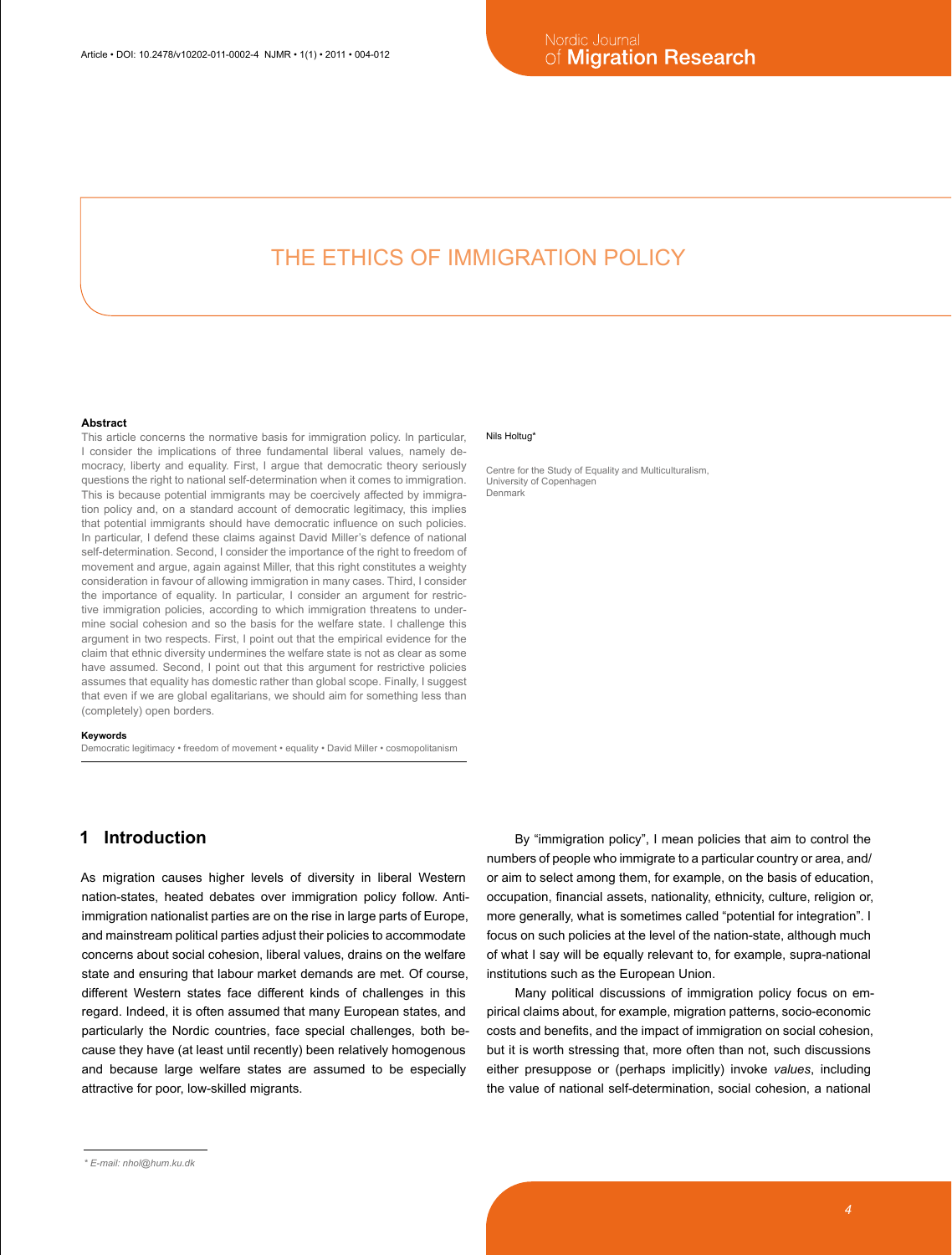# THE ETHICS OF IMMIGRATION POLICY

Nils Holtug*

Centre for the Study of Equality and Multiculturalism, University of Copenhagen Denmark

**Abstract**

This article concerns the normative basis for immigration policy. In particular, I consider the implications of three fundamental liberal values, namely democracy, liberty and equality. First, I argue that democratic theory seriously questions the right to national self-determination when it comes to immigration. This is because potential immigrants may be coercively affected by immigration policy and, on a standard account of democratic legitimacy, this implies that potential immigrants should have democratic influence on such policies. In particular, I defend these claims against David Miller's defence of national self-determination. Second, I consider the importance of the right to freedom of movement and argue, again against Miller, that this right constitutes a weighty consideration in favour of allowing immigration in many cases. Third, I consider the importance of equality. In particular, I consider an argument for restrictive immigration policies, according to which immigration threatens to undermine social cohesion and so the basis for the welfare state. I challenge this argument in two respects. First, I point out that the empirical evidence for the claim that ethnic diversity undermines the welfare state is not as clear as some have assumed. Second, I point out that this argument for restrictive policies assumes that equality has domestic rather than global scope. Finally, I suggest that even if we are global egalitarians, we should aim for something less than (completely) open borders.

**Keywords**

Democratic legitimacy • freedom of movement • equality • David Miller • cosmopolitanism

## 1 Introduction

As migration causes higher levels of diversity in liberal Western nation-states, heated debates over immigration policy follow. Anti-immigration nationalist parties are on the rise in large parts of Europe, and mainstream political parties adjust their policies to accommodate concerns about social cohesion, liberal values, drains on the welfare state and ensuring that labour market demands are met. Of course, different Western states face different kinds of challenges in this regard. Indeed, it is often assumed that many European states, and particularly the Nordic countries, face special challenges, both because they have (at least until recently) been relatively homogenous and because large welfare states are assumed to be especially attractive for poor, low-skilled migrants.

By "immigration policy", I mean policies that aim to control the numbers of people who immigrate to a particular country or area, and/or aim to select among them, for example, on the basis of education, occupation, financial assets, nationality, ethnicity, culture, religion or, more generally, what is sometimes called "potential for integration". I focus on such policies at the level of the nation-state, although much of what I say will be equally relevant to, for example, supra-national institutions such as the European Union.

Many political discussions of immigration policy focus on empirical claims about, for example, migration patterns, socio-economic costs and benefits, and the impact of immigration on social cohesion, but it is worth stressing that, more often than not, such discussions either presuppose or (perhaps implicitly) invoke *values*, including the value of national self-determination, social cohesion, a national

* E-mail: nhol@hum.ku.dk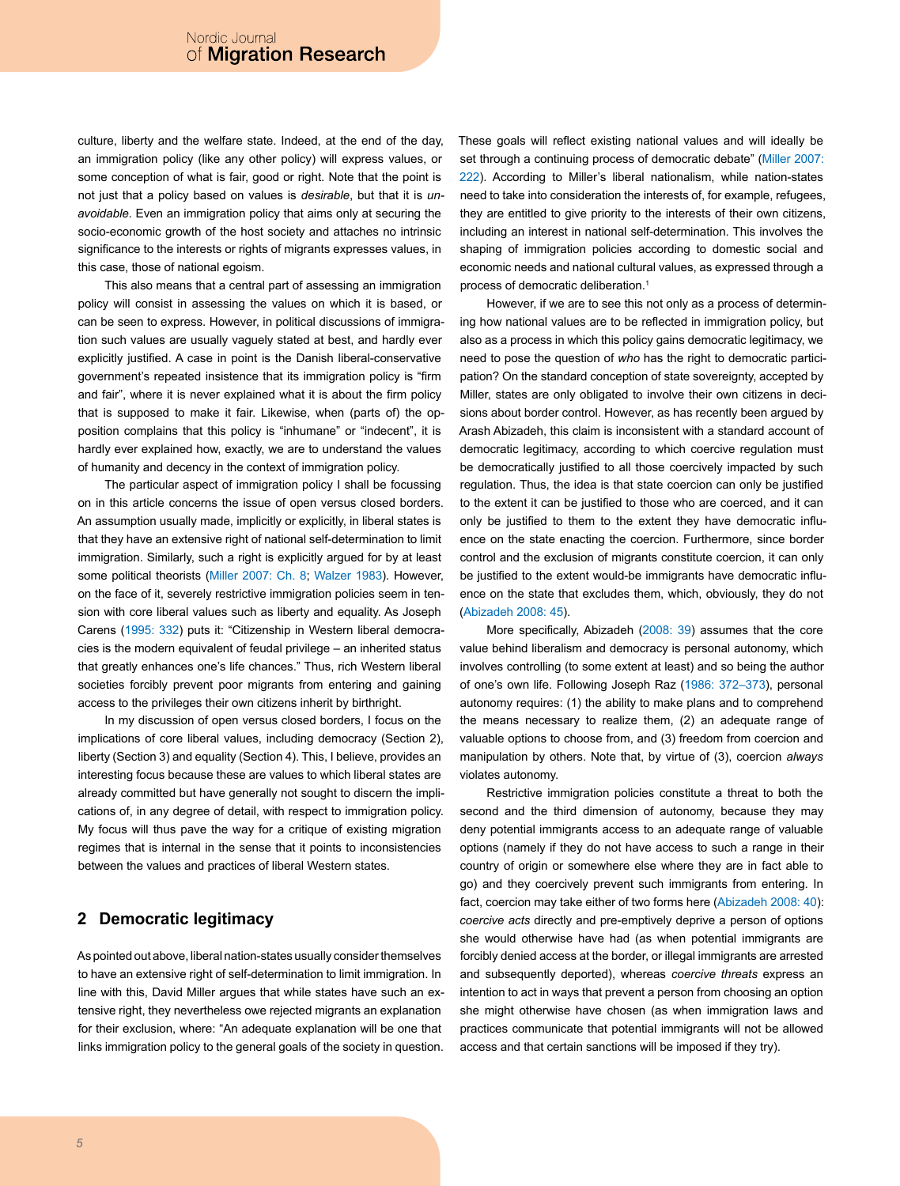culture, liberty and the welfare state. Indeed, at the end of the day, an immigration policy (like any other policy) will express values, or some conception of what is fair, good or right. Note that the point is not just that a policy based on values is *desirable*, but that it is *unavoidable*. Even an immigration policy that aims only at securing the socio-economic growth of the host society and attaches no intrinsic significance to the interests or rights of migrants expresses values, in this case, those of national egoism.

This also means that a central part of assessing an immigration policy will consist in assessing the values on which it is based, or can be seen to express. However, in political discussions of immigration such values are usually vaguely stated at best, and hardly ever explicitly justified. A case in point is the Danish liberal-conservative government's repeated insistence that its immigration policy is "firm and fair", where it is never explained what it is about the firm policy that is supposed to make it fair. Likewise, when (parts of) the opposition complains that this policy is "inhumane" or "indecent", it is hardly ever explained how, exactly, we are to understand the values of humanity and decency in the context of immigration policy.

The particular aspect of immigration policy I shall be focussing on in this article concerns the issue of open versus closed borders. An assumption usually made, implicitly or explicitly, in liberal states is that they have an extensive right of national self-determination to limit immigration. Similarly, such a right is explicitly argued for by at least some political theorists (Miller 2007: Ch. 8; Walzer 1983). However, on the face of it, severely restrictive immigration policies seem in tension with core liberal values such as liberty and equality. As Joseph Carens (1995: 332) puts it: "Citizenship in Western liberal democracies is the modern equivalent of feudal privilege – an inherited status that greatly enhances one's life chances." Thus, rich Western liberal societies forcibly prevent poor migrants from entering and gaining access to the privileges their own citizens inherit by birthright.

In my discussion of open versus closed borders, I focus on the implications of core liberal values, including democracy (Section 2), liberty (Section 3) and equality (Section 4). This, I believe, provides an interesting focus because these are values to which liberal states are already committed but have generally not sought to discern the implications of, in any degree of detail, with respect to immigration policy. My focus will thus pave the way for a critique of existing migration regimes that is internal in the sense that it points to inconsistencies between the values and practices of liberal Western states.

## 2 Democratic legitimacy

As pointed out above, liberal nation-states usually consider themselves to have an extensive right of self-determination to limit immigration. In line with this, David Miller argues that while states have such an extensive right, they nevertheless owe rejected migrants an explanation for their exclusion, where: "An adequate explanation will be one that links immigration policy to the general goals of the society in question. These goals will reflect existing national values and will ideally be set through a continuing process of democratic debate" (Miller 2007: 222). According to Miller's liberal nationalism, while nation-states need to take into consideration the interests of, for example, refugees, they are entitled to give priority to the interests of their own citizens, including an interest in national self-determination. This involves the shaping of immigration policies according to domestic social and economic needs and national cultural values, as expressed through a process of democratic deliberation.[1]

However, if we are to see this not only as a process of determining how national values are to be reflected in immigration policy, but also as a process in which this policy gains democratic legitimacy, we need to pose the question of *who* has the right to democratic participation? On the standard conception of state sovereignty, accepted by Miller, states are only obligated to involve their own citizens in decisions about border control. However, as has recently been argued by Arash Abizadeh, this claim is inconsistent with a standard account of democratic legitimacy, according to which coercive regulation must be democratically justified to all those coercively impacted by such regulation. Thus, the idea is that state coercion can only be justified to the extent it can be justified to those who are coerced, and it can only be justified to them to the extent they have democratic influence on the state enacting the coercion. Furthermore, since border control and the exclusion of migrants constitute coercion, it can only be justified to the extent would-be immigrants have democratic influence on the state that excludes them, which, obviously, they do not (Abizadeh 2008: 45).

More specifically, Abizadeh (2008: 39) assumes that the core value behind liberalism and democracy is personal autonomy, which involves controlling (to some extent at least) and so being the author of one's own life. Following Joseph Raz (1986: 372–373), personal autonomy requires: (1) the ability to make plans and to comprehend the means necessary to realize them, (2) an adequate range of valuable options to choose from, and (3) freedom from coercion and manipulation by others. Note that, by virtue of (3), coercion *always* violates autonomy.

Restrictive immigration policies constitute a threat to both the second and the third dimension of autonomy, because they may deny potential immigrants access to an adequate range of valuable options (namely if they do not have access to such a range in their country of origin or somewhere else where they are in fact able to go) and they coercively prevent such immigrants from entering. In fact, coercion may take either of two forms here (Abizadeh 2008: 40): *coercive acts* directly and pre-emptively deprive a person of options she would otherwise have had (as when potential immigrants are forcibly denied access at the border, or illegal immigrants are arrested and subsequently deported), whereas *coercive threats* express an intention to act in ways that prevent a person from choosing an option she might otherwise have chosen (as when immigration laws and practices communicate that potential immigrants will not be allowed access and that certain sanctions will be imposed if they try).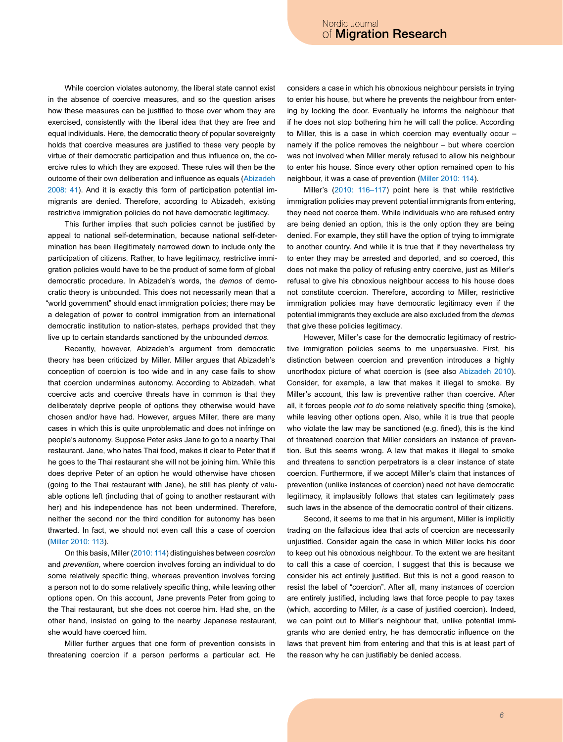While coercion violates autonomy, the liberal state cannot exist in the absence of coercive measures, and so the question arises how these measures can be justified to those over whom they are exercised, consistently with the liberal idea that they are free and equal individuals. Here, the democratic theory of popular sovereignty holds that coercive measures are justified to these very people by virtue of their democratic participation and thus influence on, the coercive rules to which they are exposed. These rules will then be the outcome of their own deliberation and influence as equals (Abizadeh 2008: 41). And it is exactly this form of participation potential immigrants are denied. Therefore, according to Abizadeh, existing restrictive immigration policies do not have democratic legitimacy.

This further implies that such policies cannot be justified by appeal to national self-determination, because national self-determination has been illegitimately narrowed down to include only the participation of citizens. Rather, to have legitimacy, restrictive immigration policies would have to be the product of some form of global democratic procedure. In Abizadeh's words, the *demos* of democratic theory is unbounded. This does not necessarily mean that a "world government" should enact immigration policies; there may be a delegation of power to control immigration from an international democratic institution to nation-states, perhaps provided that they live up to certain standards sanctioned by the unbounded *demos*.

Recently, however, Abizadeh's argument from democratic theory has been criticized by Miller. Miller argues that Abizadeh's conception of coercion is too wide and in any case fails to show that coercion undermines autonomy. According to Abizadeh, what coercive acts and coercive threats have in common is that they deliberately deprive people of options they otherwise would have chosen and/or have had. However, argues Miller, there are many cases in which this is quite unproblematic and does not infringe on people's autonomy. Suppose Peter asks Jane to go to a nearby Thai restaurant. Jane, who hates Thai food, makes it clear to Peter that if he goes to the Thai restaurant she will not be joining him. While this does deprive Peter of an option he would otherwise have chosen (going to the Thai restaurant with Jane), he still has plenty of valuable options left (including that of going to another restaurant with her) and his independence has not been undermined. Therefore, neither the second nor the third condition for autonomy has been thwarted. In fact, we should not even call this a case of coercion (Miller 2010: 113).

On this basis, Miller (2010: 114) distinguishes between *coercion* and *prevention*, where coercion involves forcing an individual to do some relatively specific thing, whereas prevention involves forcing a person not to do some relatively specific thing, while leaving other options open. On this account, Jane prevents Peter from going to the Thai restaurant, but she does not coerce him. Had she, on the other hand, insisted on going to the nearby Japanese restaurant, she would have coerced him.

Miller further argues that one form of prevention consists in threatening coercion if a person performs a particular act. He considers a case in which his obnoxious neighbour persists in trying to enter his house, but where he prevents the neighbour from entering by locking the door. Eventually he informs the neighbour that if he does not stop bothering him he will call the police. According to Miller, this is a case in which coercion may eventually occur – namely if the police removes the neighbour – but where coercion was not involved when Miller merely refused to allow his neighbour to enter his house. Since every other option remained open to his neighbour, it was a case of prevention (Miller 2010: 114).

Miller's (2010: 116–117) point here is that while restrictive immigration policies may prevent potential immigrants from entering, they need not coerce them. While individuals who are refused entry are being denied an option, this is the only option they are being denied. For example, they still have the option of trying to immigrate to another country. And while it is true that if they nevertheless try to enter they may be arrested and deported, and so coerced, this does not make the policy of refusing entry coercive, just as Miller's refusal to give his obnoxious neighbour access to his house does not constitute coercion. Therefore, according to Miller, restrictive immigration policies may have democratic legitimacy even if the potential immigrants they exclude are also excluded from the *demos* that give these policies legitimacy.

However, Miller's case for the democratic legitimacy of restrictive immigration policies seems to me unpersuasive. First, his distinction between coercion and prevention introduces a highly unorthodox picture of what coercion is (see also Abizadeh 2010). Consider, for example, a law that makes it illegal to smoke. By Miller's account, this law is preventive rather than coercive. After all, it forces people *not to do* some relatively specific thing (smoke), while leaving other options open. Also, while it is true that people who violate the law may be sanctioned (e.g. fined), this is the kind of threatened coercion that Miller considers an instance of prevention. But this seems wrong. A law that makes it illegal to smoke and threatens to sanction perpetrators is a clear instance of state coercion. Furthermore, if we accept Miller's claim that instances of prevention (unlike instances of coercion) need not have democratic legitimacy, it implausibly follows that states can legitimately pass such laws in the absence of the democratic control of their citizens.

Second, it seems to me that in his argument, Miller is implicitly trading on the fallacious idea that acts of coercion are necessarily unjustified. Consider again the case in which Miller locks his door to keep out his obnoxious neighbour. To the extent we are hesitant to call this a case of coercion, I suggest that this is because we consider his act entirely justified. But this is not a good reason to resist the label of "coercion". After all, many instances of coercion are entirely justified, including laws that force people to pay taxes (which, according to Miller, *is* a case of justified coercion). Indeed, we can point out to Miller's neighbour that, unlike potential immigrants who are denied entry, he has democratic influence on the laws that prevent him from entering and that this is at least part of the reason why he can justifiably be denied access.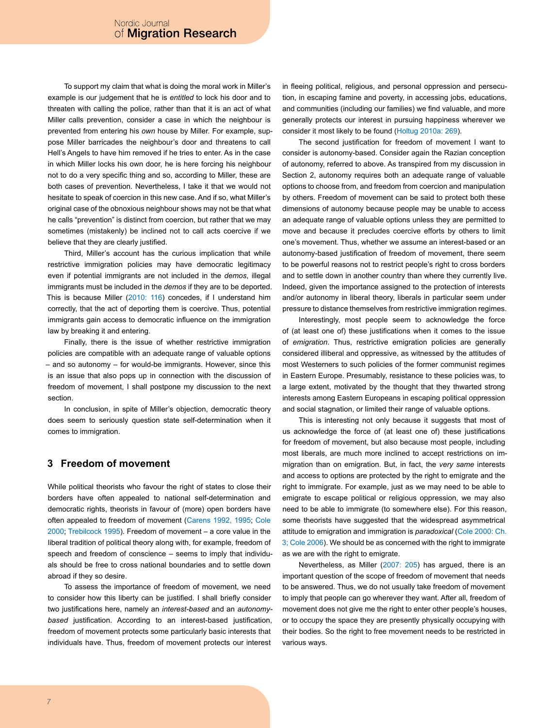To support my claim that what is doing the moral work in Miller's example is our judgement that he is *entitled* to lock his door and to threaten with calling the police, rather than that it is an act of what Miller calls prevention, consider a case in which the neighbour is prevented from entering his *own* house by Miller. For example, suppose Miller barricades the neighbour's door and threatens to call Hell's Angels to have him removed if he tries to enter. As in the case in which Miller locks his own door, he is here forcing his neighbour not to do a very specific thing and so, according to Miller, these are both cases of prevention. Nevertheless, I take it that we would not hesitate to speak of coercion in this new case. And if so, what Miller's original case of the obnoxious neighbour shows may not be that what he calls "prevention" is distinct from coercion, but rather that we may sometimes (mistakenly) be inclined not to call acts coercive if we believe that they are clearly justified.

Third, Miller's account has the curious implication that while restrictive immigration policies may have democratic legitimacy even if potential immigrants are not included in the *demos*, illegal immigrants must be included in the *demos* if they are to be deported. This is because Miller (2010: 116) concedes, if I understand him correctly, that the act of deporting them is coercive. Thus, potential immigrants gain access to democratic influence on the immigration law by breaking it and entering.

Finally, there is the issue of whether restrictive immigration policies are compatible with an adequate range of valuable options – and so autonomy – for would-be immigrants. However, since this is an issue that also pops up in connection with the discussion of freedom of movement, I shall postpone my discussion to the next section.

In conclusion, in spite of Miller's objection, democratic theory does seem to seriously question state self-determination when it comes to immigration.

## 3 Freedom of movement

While political theorists who favour the right of states to close their borders to have often appealed to national self-determination and democratic rights, theorists in favour of (more) open borders have often appealed to freedom of movement (Carens 1992, 1995; Cole 2000; Trebilcock 1995). Freedom of movement – a core value in the liberal tradition of political theory along with, for example, freedom of speech and freedom of conscience – seems to imply that individuals should be free to cross national boundaries and to settle down abroad if they so desire.

To assess the importance of freedom of movement, we need to consider how this liberty can be justified. I shall briefly consider two justifications here, namely an *interest-based* and an *autonomy-based* justification. According to an interest-based justification, freedom of movement protects some particularly basic interests that individuals have. Thus, freedom of movement protects our interest in fleeing political, religious, and personal oppression and persecution, in escaping famine and poverty, in accessing jobs, educations, and communities (including our families) we find valuable, and more generally protects our interest in pursuing happiness wherever we consider it most likely to be found (Holtug 2010a: 269).

The second justification for freedom of movement I want to consider is autonomy-based. Consider again the Razian conception of autonomy, referred to above. As transpired from my discussion in Section 2, autonomy requires both an adequate range of valuable options to choose from, and freedom from coercion and manipulation by others. Freedom of movement can be said to protect both these dimensions of autonomy because people may be unable to access an adequate range of valuable options unless they are permitted to move and because it precludes coercive efforts by others to limit one's movement. Thus, whether we assume an interest-based or an autonomy-based justification of freedom of movement, there seem to be powerful reasons not to restrict people's right to cross borders and to settle down in another country than where they currently live. Indeed, given the importance assigned to the protection of interests and/or autonomy in liberal theory, liberals in particular seem under pressure to distance themselves from restrictive immigration regimes.

Interestingly, most people seem to acknowledge the force of (at least one of) these justifications when it comes to the issue of *emigration*. Thus, restrictive emigration policies are generally considered illiberal and oppressive, as witnessed by the attitudes of most Westerners to such policies of the former communist regimes in Eastern Europe. Presumably, resistance to these policies was, to a large extent, motivated by the thought that they thwarted strong interests among Eastern Europeans in escaping political oppression and social stagnation, or limited their range of valuable options.

This is interesting not only because it suggests that most of us acknowledge the force of (at least one of) these justifications for freedom of movement, but also because most people, including most liberals, are much more inclined to accept restrictions on immigration than on emigration. But, in fact, the *very same* interests and access to options are protected by the right to emigrate and the right to immigrate. For example, just as we may need to be able to emigrate to escape political or religious oppression, we may also need to be able to immigrate (to somewhere else). For this reason, some theorists have suggested that the widespread asymmetrical attitude to emigration and immigration is *paradoxical* (Cole 2000: Ch. 3; Cole 2006). We should be as concerned with the right to immigrate as we are with the right to emigrate.

Nevertheless, as Miller (2007: 205) has argued, there is an important question of the scope of freedom of movement that needs to be answered. Thus, we do not usually take freedom of movement to imply that people can go wherever they want. After all, freedom of movement does not give me the right to enter other people's houses, or to occupy the space they are presently physically occupying with their bodies. So the right to free movement needs to be restricted in various ways.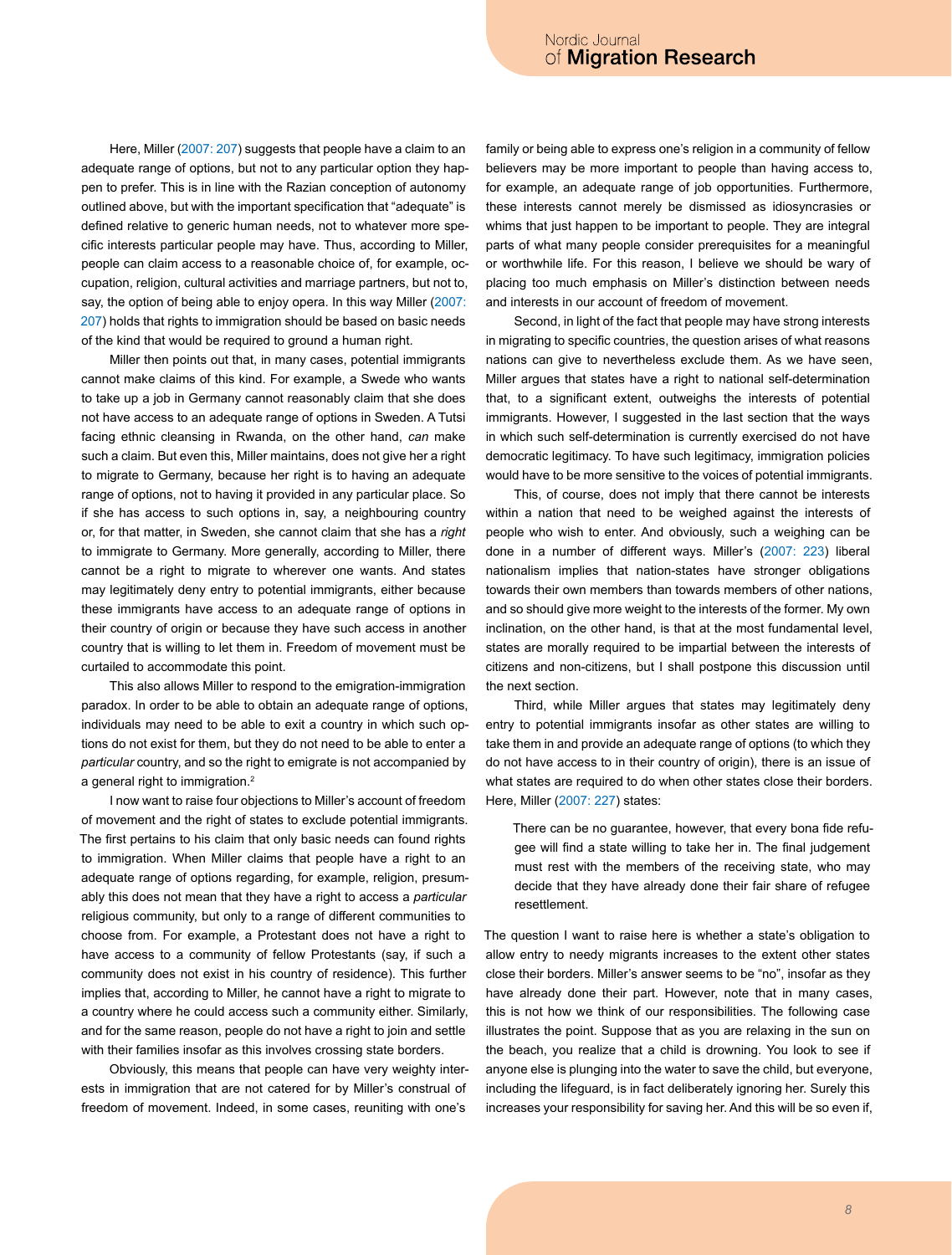Here, Miller (2007: 207) suggests that people have a claim to an adequate range of options, but not to any particular option they happen to prefer. This is in line with the Razian conception of autonomy outlined above, but with the important specification that "adequate" is defined relative to generic human needs, not to whatever more specific interests particular people may have. Thus, according to Miller, people can claim access to a reasonable choice of, for example, occupation, religion, cultural activities and marriage partners, but not to, say, the option of being able to enjoy opera. In this way Miller (2007: 207) holds that rights to immigration should be based on basic needs of the kind that would be required to ground a human right.

Miller then points out that, in many cases, potential immigrants cannot make claims of this kind. For example, a Swede who wants to take up a job in Germany cannot reasonably claim that she does not have access to an adequate range of options in Sweden. A Tutsi facing ethnic cleansing in Rwanda, on the other hand, *can* make such a claim. But even this, Miller maintains, does not give her a right to migrate to Germany, because her right is to having an adequate range of options, not to having it provided in any particular place. So if she has access to such options in, say, a neighbouring country or, for that matter, in Sweden, she cannot claim that she has a *right* to immigrate to Germany. More generally, according to Miller, there cannot be a right to migrate to wherever one wants. And states may legitimately deny entry to potential immigrants, either because these immigrants have access to an adequate range of options in their country of origin or because they have such access in another country that is willing to let them in. Freedom of movement must be curtailed to accommodate this point.

This also allows Miller to respond to the emigration-immigration paradox. In order to be able to obtain an adequate range of options, individuals may need to be able to exit a country in which such options do not exist for them, but they do not need to be able to enter a *particular* country, and so the right to emigrate is not accompanied by a general right to immigration.[2]

I now want to raise four objections to Miller's account of freedom of movement and the right of states to exclude potential immigrants. The first pertains to his claim that only basic needs can found rights to immigration. When Miller claims that people have a right to an adequate range of options regarding, for example, religion, presumably this does not mean that they have a right to access a *particular* religious community, but only to a range of different communities to choose from. For example, a Protestant does not have a right to have access to a community of fellow Protestants (say, if such a community does not exist in his country of residence). This further implies that, according to Miller, he cannot have a right to migrate to a country where he could access such a community either. Similarly, and for the same reason, people do not have a right to join and settle with their families insofar as this involves crossing state borders.

Obviously, this means that people can have very weighty interests in immigration that are not catered for by Miller's construal of freedom of movement. Indeed, in some cases, reuniting with one's family or being able to express one's religion in a community of fellow believers may be more important to people than having access to, for example, an adequate range of job opportunities. Furthermore, these interests cannot merely be dismissed as idiosyncrasies or whims that just happen to be important to people. They are integral parts of what many people consider prerequisites for a meaningful or worthwhile life. For this reason, I believe we should be wary of placing too much emphasis on Miller's distinction between needs and interests in our account of freedom of movement.

Second, in light of the fact that people may have strong interests in migrating to specific countries, the question arises of what reasons nations can give to nevertheless exclude them. As we have seen, Miller argues that states have a right to national self-determination that, to a significant extent, outweighs the interests of potential immigrants. However, I suggested in the last section that the ways in which such self-determination is currently exercised do not have democratic legitimacy. To have such legitimacy, immigration policies would have to be more sensitive to the voices of potential immigrants.

This, of course, does not imply that there cannot be interests within a nation that need to be weighed against the interests of people who wish to enter. And obviously, such a weighing can be done in a number of different ways. Miller's (2007: 223) liberal nationalism implies that nation-states have stronger obligations towards their own members than towards members of other nations, and so should give more weight to the interests of the former. My own inclination, on the other hand, is that at the most fundamental level, states are morally required to be impartial between the interests of citizens and non-citizens, but I shall postpone this discussion until the next section.

Third, while Miller argues that states may legitimately deny entry to potential immigrants insofar as other states are willing to take them in and provide an adequate range of options (to which they do not have access to in their country of origin), there is an issue of what states are required to do when other states close their borders. Here, Miller (2007: 227) states:

> There can be no guarantee, however, that every bona fide refugee will find a state willing to take her in. The final judgement must rest with the members of the receiving state, who may decide that they have already done their fair share of refugee resettlement.

The question I want to raise here is whether a state's obligation to allow entry to needy migrants increases to the extent other states close their borders. Miller's answer seems to be "no", insofar as they have already done their part. However, note that in many cases, this is not how we think of our responsibilities. The following case illustrates the point. Suppose that as you are relaxing in the sun on the beach, you realize that a child is drowning. You look to see if anyone else is plunging into the water to save the child, but everyone, including the lifeguard, is in fact deliberately ignoring her. Surely this increases your responsibility for saving her. And this will be so even if,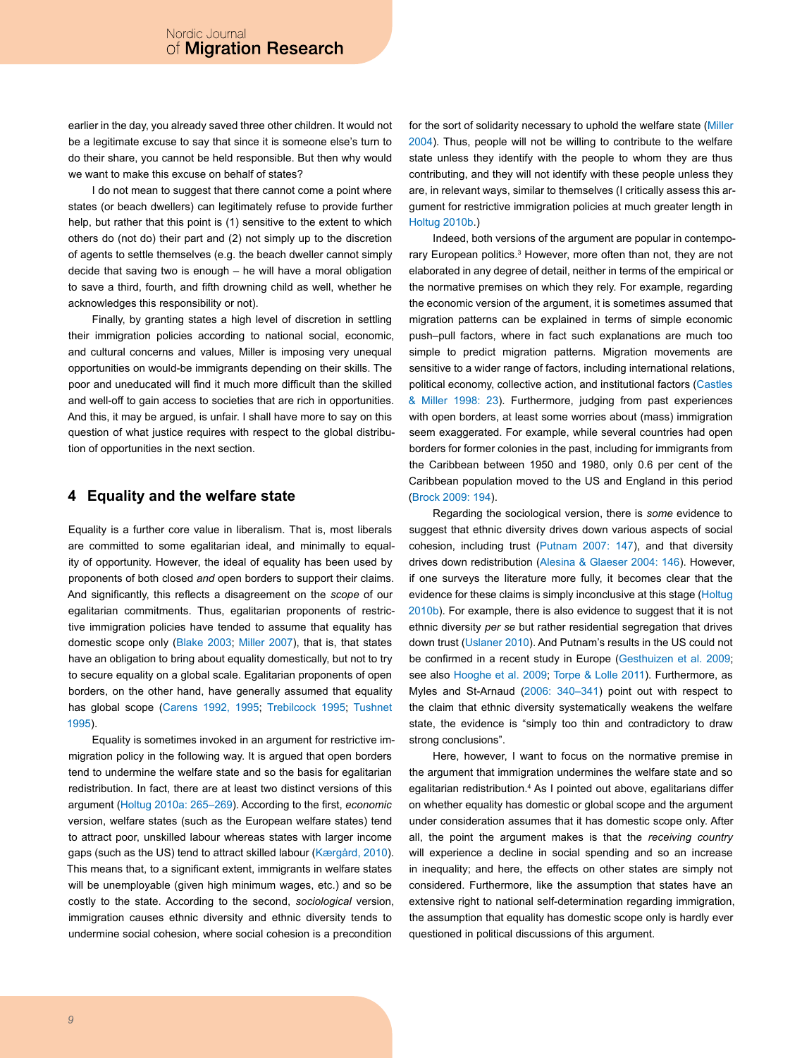earlier in the day, you already saved three other children. It would not be a legitimate excuse to say that since it is someone else's turn to do their share, you cannot be held responsible. But then why would we want to make this excuse on behalf of states?

I do not mean to suggest that there cannot come a point where states (or beach dwellers) can legitimately refuse to provide further help, but rather that this point is (1) sensitive to the extent to which others do (not do) their part and (2) not simply up to the discretion of agents to settle themselves (e.g. the beach dweller cannot simply decide that saving two is enough – he will have a moral obligation to save a third, fourth, and fifth drowning child as well, whether he acknowledges this responsibility or not).

Finally, by granting states a high level of discretion in settling their immigration policies according to national social, economic, and cultural concerns and values, Miller is imposing very unequal opportunities on would-be immigrants depending on their skills. The poor and uneducated will find it much more difficult than the skilled and well-off to gain access to societies that are rich in opportunities. And this, it may be argued, is unfair. I shall have more to say on this question of what justice requires with respect to the global distribution of opportunities in the next section.

## 4 Equality and the welfare state

Equality is a further core value in liberalism. That is, most liberals are committed to some egalitarian ideal, and minimally to equality of opportunity. However, the ideal of equality has been used by proponents of both closed *and* open borders to support their claims. And significantly, this reflects a disagreement on the *scope* of our egalitarian commitments. Thus, egalitarian proponents of restrictive immigration policies have tended to assume that equality has domestic scope only (Blake 2003; Miller 2007), that is, that states have an obligation to bring about equality domestically, but not to try to secure equality on a global scale. Egalitarian proponents of open borders, on the other hand, have generally assumed that equality has global scope (Carens 1992, 1995; Trebilcock 1995; Tushnet 1995).

Equality is sometimes invoked in an argument for restrictive immigration policy in the following way. It is argued that open borders tend to undermine the welfare state and so the basis for egalitarian redistribution. In fact, there are at least two distinct versions of this argument (Holtug 2010a: 265–269). According to the first, *economic* version, welfare states (such as the European welfare states) tend to attract poor, unskilled labour whereas states with larger income gaps (such as the US) tend to attract skilled labour (Kærgård, 2010). This means that, to a significant extent, immigrants in welfare states will be unemployable (given high minimum wages, etc.) and so be costly to the state. According to the second, *sociological* version, immigration causes ethnic diversity and ethnic diversity tends to undermine social cohesion, where social cohesion is a precondition for the sort of solidarity necessary to uphold the welfare state (Miller 2004). Thus, people will not be willing to contribute to the welfare state unless they identify with the people to whom they are thus contributing, and they will not identify with these people unless they are, in relevant ways, similar to themselves (I critically assess this argument for restrictive immigration policies at much greater length in Holtug 2010b.)

Indeed, both versions of the argument are popular in contemporary European politics.[3] However, more often than not, they are not elaborated in any degree of detail, neither in terms of the empirical or the normative premises on which they rely. For example, regarding the economic version of the argument, it is sometimes assumed that migration patterns can be explained in terms of simple economic push–pull factors, where in fact such explanations are much too simple to predict migration patterns. Migration movements are sensitive to a wider range of factors, including international relations, political economy, collective action, and institutional factors (Castles & Miller 1998: 23). Furthermore, judging from past experiences with open borders, at least some worries about (mass) immigration seem exaggerated. For example, while several countries had open borders for former colonies in the past, including for immigrants from the Caribbean between 1950 and 1980, only 0.6 per cent of the Caribbean population moved to the US and England in this period (Brock 2009: 194).

Regarding the sociological version, there is *some* evidence to suggest that ethnic diversity drives down various aspects of social cohesion, including trust (Putnam 2007: 147), and that diversity drives down redistribution (Alesina & Glaeser 2004: 146). However, if one surveys the literature more fully, it becomes clear that the evidence for these claims is simply inconclusive at this stage (Holtug 2010b). For example, there is also evidence to suggest that it is not ethnic diversity *per se* but rather residential segregation that drives down trust (Uslaner 2010). And Putnam's results in the US could not be confirmed in a recent study in Europe (Gesthuizen et al. 2009; see also Hooghe et al. 2009; Torpe & Lolle 2011). Furthermore, as Myles and St-Arnaud (2006: 340–341) point out with respect to the claim that ethnic diversity systematically weakens the welfare state, the evidence is "simply too thin and contradictory to draw strong conclusions".

Here, however, I want to focus on the normative premise in the argument that immigration undermines the welfare state and so egalitarian redistribution.[4] As I pointed out above, egalitarians differ on whether equality has domestic or global scope and the argument under consideration assumes that it has domestic scope only. After all, the point the argument makes is that the *receiving country* will experience a decline in social spending and so an increase in inequality; and here, the effects on other states are simply not considered. Furthermore, like the assumption that states have an extensive right to national self-determination regarding immigration, the assumption that equality has domestic scope only is hardly ever questioned in political discussions of this argument.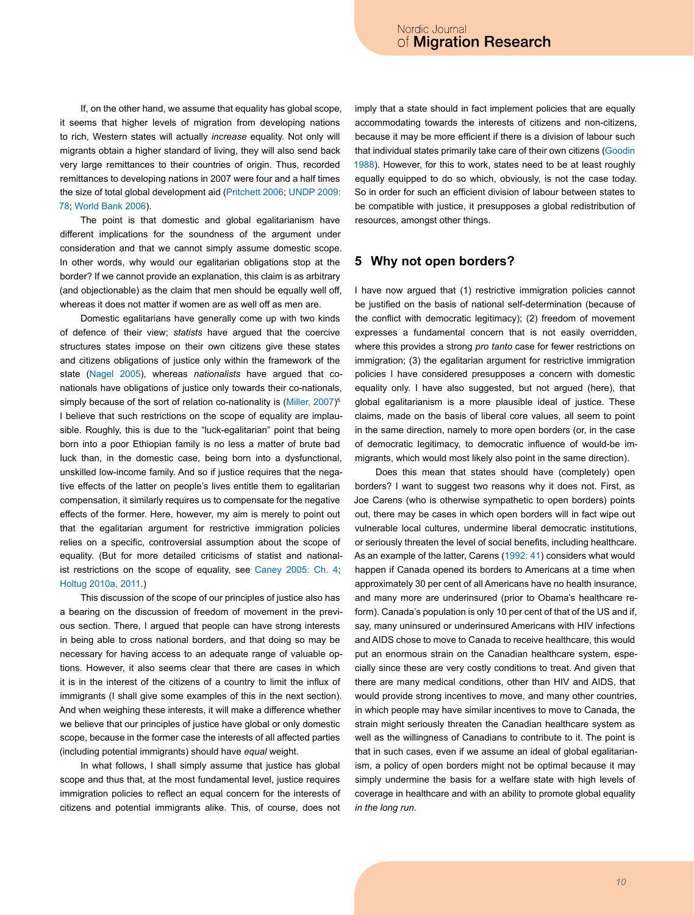If, on the other hand, we assume that equality has global scope, it seems that higher levels of migration from developing nations to rich, Western states will actually *increase* equality. Not only will migrants obtain a higher standard of living, they will also send back very large remittances to their countries of origin. Thus, recorded remittances to developing nations in 2007 were four and a half times the size of total global development aid (Pritchett 2006; UNDP 2009: 78; World Bank 2006).

The point is that domestic and global egalitarianism have different implications for the soundness of the argument under consideration and that we cannot simply assume domestic scope. In other words, why would our egalitarian obligations stop at the border? If we cannot provide an explanation, this claim is as arbitrary (and objectionable) as the claim that men should be equally well off, whereas it does not matter if women are as well off as men are.

Domestic egalitarians have generally come up with two kinds of defence of their view; *statists* have argued that the coercive structures states impose on their own citizens give these states and citizens obligations of justice only within the framework of the state (Nagel 2005), whereas *nationalists* have argued that co-nationals have obligations of justice only towards their co-nationals, simply because of the sort of relation co-nationality is (Miller, 2007)[5] I believe that such restrictions on the scope of equality are implausible. Roughly, this is due to the "luck-egalitarian" point that being born into a poor Ethiopian family is no less a matter of brute bad luck than, in the domestic case, being born into a dysfunctional, unskilled low-income family. And so if justice requires that the negative effects of the latter on people's lives entitle them to egalitarian compensation, it similarly requires us to compensate for the negative effects of the former. Here, however, my aim is merely to point out that the egalitarian argument for restrictive immigration policies relies on a specific, controversial assumption about the scope of equality. (But for more detailed criticisms of statist and nationalist restrictions on the scope of equality, see Caney 2005: Ch. 4; Holtug 2010a, 2011.)

This discussion of the scope of our principles of justice also has a bearing on the discussion of freedom of movement in the previous section. There, I argued that people can have strong interests in being able to cross national borders, and that doing so may be necessary for having access to an adequate range of valuable options. However, it also seems clear that there are cases in which it is in the interest of the citizens of a country to limit the influx of immigrants (I shall give some examples of this in the next section). And when weighing these interests, it will make a difference whether we believe that our principles of justice have global or only domestic scope, because in the former case the interests of all affected parties (including potential immigrants) should have *equal* weight.

In what follows, I shall simply assume that justice has global scope and thus that, at the most fundamental level, justice requires immigration policies to reflect an equal concern for the interests of citizens and potential immigrants alike. This, of course, does not imply that a state should in fact implement policies that are equally accommodating towards the interests of citizens and non-citizens, because it may be more efficient if there is a division of labour such that individual states primarily take care of their own citizens (Goodin 1988). However, for this to work, states need to be at least roughly equally equipped to do so which, obviously, is not the case today. So in order for such an efficient division of labour between states to be compatible with justice, it presupposes a global redistribution of resources, amongst other things.

## 5 Why not open borders?

I have now argued that (1) restrictive immigration policies cannot be justified on the basis of national self-determination (because of the conflict with democratic legitimacy); (2) freedom of movement expresses a fundamental concern that is not easily overridden, where this provides a strong *pro tanto* case for fewer restrictions on immigration; (3) the egalitarian argument for restrictive immigration policies I have considered presupposes a concern with domestic equality only. I have also suggested, but not argued (here), that global egalitarianism is a more plausible ideal of justice. These claims, made on the basis of liberal core values, all seem to point in the same direction, namely to more open borders (or, in the case of democratic legitimacy, to democratic influence of would-be immigrants, which would most likely also point in the same direction).

Does this mean that states should have (completely) open borders? I want to suggest two reasons why it does not. First, as Joe Carens (who is otherwise sympathetic to open borders) points out, there may be cases in which open borders will in fact wipe out vulnerable local cultures, undermine liberal democratic institutions, or seriously threaten the level of social benefits, including healthcare. As an example of the latter, Carens (1992: 41) considers what would happen if Canada opened its borders to Americans at a time when approximately 30 per cent of all Americans have no health insurance, and many more are underinsured (prior to Obama's healthcare reform). Canada's population is only 10 per cent of that of the US and if, say, many uninsured or underinsured Americans with HIV infections and AIDS chose to move to Canada to receive healthcare, this would put an enormous strain on the Canadian healthcare system, especially since these are very costly conditions to treat. And given that there are many medical conditions, other than HIV and AIDS, that would provide strong incentives to move, and many other countries, in which people may have similar incentives to move to Canada, the strain might seriously threaten the Canadian healthcare system as well as the willingness of Canadians to contribute to it. The point is that in such cases, even if we assume an ideal of global egalitarianism, a policy of open borders might not be optimal because it may simply undermine the basis for a welfare state with high levels of coverage in healthcare and with an ability to promote global equality *in the long run*.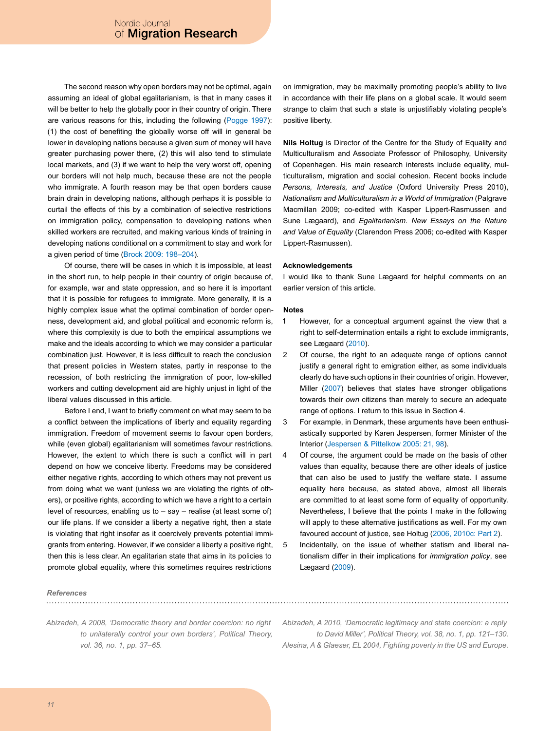The second reason why open borders may not be optimal, again assuming an ideal of global egalitarianism, is that in many cases it will be better to help the globally poor in their country of origin. There are various reasons for this, including the following (Pogge 1997): (1) the cost of benefiting the globally worse off will in general be lower in developing nations because a given sum of money will have greater purchasing power there, (2) this will also tend to stimulate local markets, and (3) if we want to help the very worst off, opening our borders will not help much, because these are not the people who immigrate. A fourth reason may be that open borders cause brain drain in developing nations, although perhaps it is possible to curtail the effects of this by a combination of selective restrictions on immigration policy, compensation to developing nations when skilled workers are recruited, and making various kinds of training in developing nations conditional on a commitment to stay and work for a given period of time (Brock 2009: 198–204).

Of course, there will be cases in which it is impossible, at least in the short run, to help people in their country of origin because of, for example, war and state oppression, and so here it is important that it is possible for refugees to immigrate. More generally, it is a highly complex issue what the optimal combination of border openness, development aid, and global political and economic reform is, where this complexity is due to both the empirical assumptions we make and the ideals according to which we may consider a particular combination just. However, it is less difficult to reach the conclusion that present policies in Western states, partly in response to the recession, of both restricting the immigration of poor, low-skilled workers and cutting development aid are highly unjust in light of the liberal values discussed in this article.

Before I end, I want to briefly comment on what may seem to be a conflict between the implications of liberty and equality regarding immigration. Freedom of movement seems to favour open borders, while (even global) egalitarianism will sometimes favour restrictions. However, the extent to which there is such a conflict will in part depend on how we conceive liberty. Freedoms may be considered either negative rights, according to which others may not prevent us from doing what we want (unless we are violating the rights of others), or positive rights, according to which we have a right to a certain level of resources, enabling us to – say – realise (at least some of) our life plans. If we consider a liberty a negative right, then a state is violating that right insofar as it coercively prevents potential immigrants from entering. However, if we consider a liberty a positive right, then this is less clear. An egalitarian state that aims in its policies to promote global equality, where this sometimes requires restrictions on immigration, may be maximally promoting people's ability to live in accordance with their life plans on a global scale. It would seem strange to claim that such a state is unjustifiably violating people's positive liberty.

**Nils Holtug** is Director of the Centre for the Study of Equality and Multiculturalism and Associate Professor of Philosophy, University of Copenhagen. His main research interests include equality, multiculturalism, migration and social cohesion. Recent books include *Persons, Interests, and Justice* (Oxford University Press 2010), *Nationalism and Multiculturalism in a World of Immigration* (Palgrave Macmillan 2009; co-edited with Kasper Lippert-Rasmussen and Sune Lægaard), and *Egalitarianism. New Essays on the Nature and Value of Equality* (Clarendon Press 2006; co-edited with Kasper Lippert-Rasmussen).

### Acknowledgements

I would like to thank Sune Lægaard for helpful comments on an earlier version of this article.

### Notes

1. However, for a conceptual argument against the view that a right to self-determination entails a right to exclude immigrants, see Lægaard (2010).
2. Of course, the right to an adequate range of options cannot justify a general right to emigration either, as some individuals clearly do have such options in their countries of origin. However, Miller (2007) believes that states have stronger obligations towards their *own* citizens than merely to secure an adequate range of options. I return to this issue in Section 4.
3. For example, in Denmark, these arguments have been enthusiastically supported by Karen Jespersen, former Minister of the Interior (Jespersen & Pittelkow 2005: 21, 98).
4. Of course, the argument could be made on the basis of other values than equality, because there are other ideals of justice that can also be used to justify the welfare state. I assume equality here because, as stated above, almost all liberals are committed to at least some form of equality of opportunity. Nevertheless, I believe that the points I make in the following will apply to these alternative justifications as well. For my own favoured account of justice, see Holtug (2006, 2010c: Part 2).
5. Incidentally, on the issue of whether statism and liberal nationalism differ in their implications for *immigration policy*, see Lægaard (2009).

### References

*Abizadeh, A 2008, 'Democratic theory and border coercion: no right to unilaterally control your own borders', Political Theory, vol. 36, no. 1, pp. 37–65.*

*Abizadeh, A 2010, 'Democratic legitimacy and state coercion: a reply to David Miller', Political Theory, vol. 38, no. 1, pp. 121–130.*

*Alesina, A & Glaeser, EL 2004, Fighting poverty in the US and Europe.*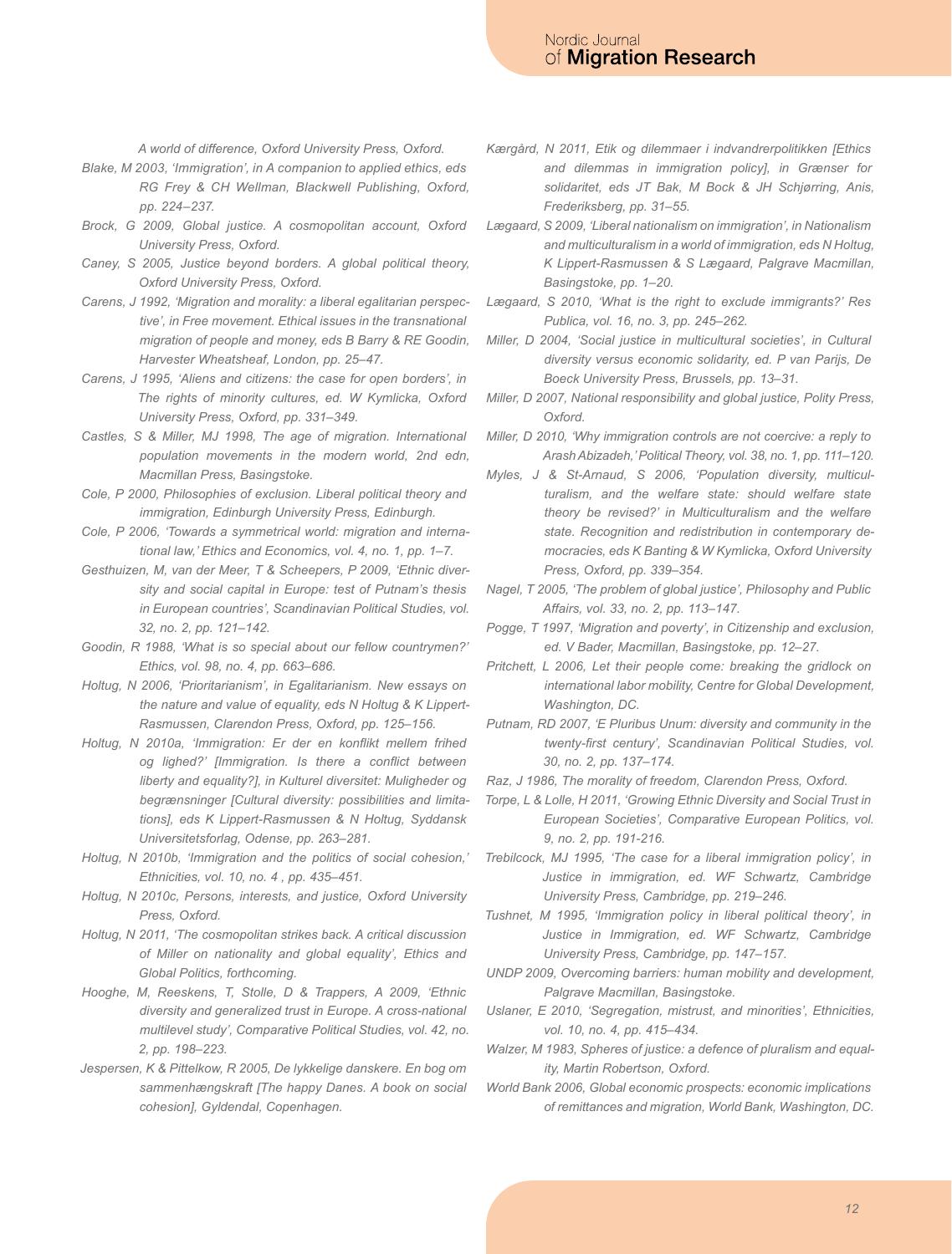*A world of difference, Oxford University Press, Oxford.*

*Blake, M 2003, 'Immigration', in A companion to applied ethics, eds RG Frey & CH Wellman, Blackwell Publishing, Oxford, pp. 224–237.*

*Brock, G 2009, Global justice. A cosmopolitan account, Oxford University Press, Oxford.*

*Caney, S 2005, Justice beyond borders. A global political theory, Oxford University Press, Oxford.*

*Carens, J 1992, 'Migration and morality: a liberal egalitarian perspective', in Free movement. Ethical issues in the transnational migration of people and money, eds B Barry & RE Goodin, Harvester Wheatsheaf, London, pp. 25–47.*

*Carens, J 1995, 'Aliens and citizens: the case for open borders', in The rights of minority cultures, ed. W Kymlicka, Oxford University Press, Oxford, pp. 331–349.*

*Castles, S & Miller, MJ 1998, The age of migration. International population movements in the modern world, 2nd edn, Macmillan Press, Basingstoke.*

*Cole, P 2000, Philosophies of exclusion. Liberal political theory and immigration, Edinburgh University Press, Edinburgh.*

*Cole, P 2006, 'Towards a symmetrical world: migration and international law,' Ethics and Economics, vol. 4, no. 1, pp. 1–7.*

*Gesthuizen, M, van der Meer, T & Scheepers, P 2009, 'Ethnic diversity and social capital in Europe: test of Putnam's thesis in European countries', Scandinavian Political Studies, vol. 32, no. 2, pp. 121–142.*

*Goodin, R 1988, 'What is so special about our fellow countrymen?' Ethics, vol. 98, no. 4, pp. 663–686.*

*Holtug, N 2006, 'Prioritarianism', in Egalitarianism. New essays on the nature and value of equality, eds N Holtug & K Lippert-Rasmussen, Clarendon Press, Oxford, pp. 125–156.*

*Holtug, N 2010a, 'Immigration: Er der en konflikt mellem frihed og lighed?' [Immigration. Is there a conflict between liberty and equality?], in Kulturel diversitet: Muligheder og begrænsninger [Cultural diversity: possibilities and limitations], eds K Lippert-Rasmussen & N Holtug, Syddansk Universitetsforlag, Odense, pp. 263–281.*

*Holtug, N 2010b, 'Immigration and the politics of social cohesion,' Ethnicities, vol. 10, no. 4 , pp. 435–451.*

*Holtug, N 2010c, Persons, interests, and justice, Oxford University Press, Oxford.*

*Holtug, N 2011, 'The cosmopolitan strikes back. A critical discussion of Miller on nationality and global equality', Ethics and Global Politics, forthcoming.*

*Hooghe, M, Reeskens, T, Stolle, D & Trappers, A 2009, 'Ethnic diversity and generalized trust in Europe. A cross-national multilevel study', Comparative Political Studies, vol. 42, no. 2, pp. 198–223.*

*Jespersen, K & Pittelkow, R 2005, De lykkelige danskere. En bog om sammenhængskraft [The happy Danes. A book on social cohesion], Gyldendal, Copenhagen.*

*Kærgård, N 2011, Etik og dilemmaer i indvandrerpolitikken [Ethics and dilemmas in immigration policy], in Grænser for solidaritet, eds JT Bak, M Bock & JH Schjørring, Anis, Frederiksberg, pp. 31–55.*

*Lægaard, S 2009, 'Liberal nationalism on immigration', in Nationalism and multiculturalism in a world of immigration, eds N Holtug, K Lippert-Rasmussen & S Lægaard, Palgrave Macmillan, Basingstoke, pp. 1–20.*

*Lægaard, S 2010, 'What is the right to exclude immigrants?' Res Publica, vol. 16, no. 3, pp. 245–262.*

*Miller, D 2004, 'Social justice in multicultural societies', in Cultural diversity versus economic solidarity, ed. P van Parijs, De Boeck University Press, Brussels, pp. 13–31.*

*Miller, D 2007, National responsibility and global justice, Polity Press, Oxford.*

*Miller, D 2010, 'Why immigration controls are not coercive: a reply to Arash Abizadeh,' Political Theory, vol. 38, no. 1, pp. 111–120.*

*Myles, J & St-Arnaud, S 2006, 'Population diversity, multiculturalism, and the welfare state: should welfare state theory be revised?' in Multiculturalism and the welfare state. Recognition and redistribution in contemporary democracies, eds K Banting & W Kymlicka, Oxford University Press, Oxford, pp. 339–354.*

*Nagel, T 2005, 'The problem of global justice', Philosophy and Public Affairs, vol. 33, no. 2, pp. 113–147.*

*Pogge, T 1997, 'Migration and poverty', in Citizenship and exclusion, ed. V Bader, Macmillan, Basingstoke, pp. 12–27.*

*Pritchett, L 2006, Let their people come: breaking the gridlock on international labor mobility, Centre for Global Development, Washington, DC.*

*Putnam, RD 2007, 'E Pluribus Unum: diversity and community in the twenty-first century', Scandinavian Political Studies, vol. 30, no. 2, pp. 137–174.*

*Raz, J 1986, The morality of freedom, Clarendon Press, Oxford.*

*Torpe, L & Lolle, H 2011, 'Growing Ethnic Diversity and Social Trust in European Societies', Comparative European Politics, vol. 9, no. 2, pp. 191-216.*

*Trebilcock, MJ 1995, 'The case for a liberal immigration policy', in Justice in immigration, ed. WF Schwartz, Cambridge University Press, Cambridge, pp. 219–246.*

*Tushnet, M 1995, 'Immigration policy in liberal political theory', in Justice in Immigration, ed. WF Schwartz, Cambridge University Press, Cambridge, pp. 147–157.*

*UNDP 2009, Overcoming barriers: human mobility and development, Palgrave Macmillan, Basingstoke.*

*Uslaner, E 2010, 'Segregation, mistrust, and minorities', Ethnicities, vol. 10, no. 4, pp. 415–434.*

*Walzer, M 1983, Spheres of justice: a defence of pluralism and equality, Martin Robertson, Oxford.*

*World Bank 2006, Global economic prospects: economic implications of remittances and migration, World Bank, Washington, DC.*